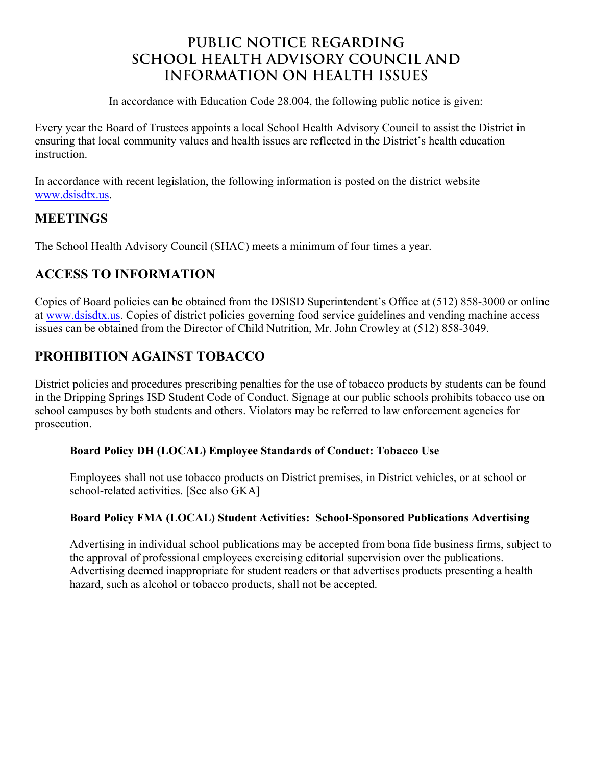# PUBLIC NOTICE REGARDING SCHOOL HEALTH ADVISORY COUNCIL AND INFORMATION ON HEALTH ISSUES

In accordance with Education Code 28.004, the following public notice is given:

Every year the Board of Trustees appoints a local School Health Advisory Council to assist the District in ensuring that local community values and health issues are reflected in the District's health education instruction.

In accordance with recent legislation, the following information is posted on the district website www.dsisdtx.us.

## MEETINGS

The School Health Advisory Council (SHAC) meets a minimum of four times a year.

## ACCESS TO INFORMATION

Copies of Board policies can be obtained from the DSISD Superintendent's Office at (512) 858-3000 or online at www.dsisdtx.us. Copies of district policies governing food service guidelines and vending machine access issues can be obtained from the Director of Child Nutrition, Mr. John Crowley at (512) 858-3049.

## PROHIBITION AGAINST TOBACCO

District policies and procedures prescribing penalties for the use of tobacco products by students can be found in the Dripping Springs ISD Student Code of Conduct. Signage at our public schools prohibits tobacco use on school campuses by both students and others. Violators may be referred to law enforcement agencies for prosecution.

**Board Policy DH (LOCAL) Employee Standards of Conduct: Tobacco Use**

Employees shall not use tobacco products on District premises, in District vehicles, or at school or school-related activities. [See also GKA]

**Board Policy FMA (LOCAL) Student Activities: School-Sponsored Publications Advertising**

Advertising in individual school publications may be accepted from bona fide business firms, subject to the approval of professional employees exercising editorial supervision over the publications. Advertising deemed inappropriate for student readers or that advertises products presenting a health hazard, such as alcohol or tobacco products, shall not be accepted.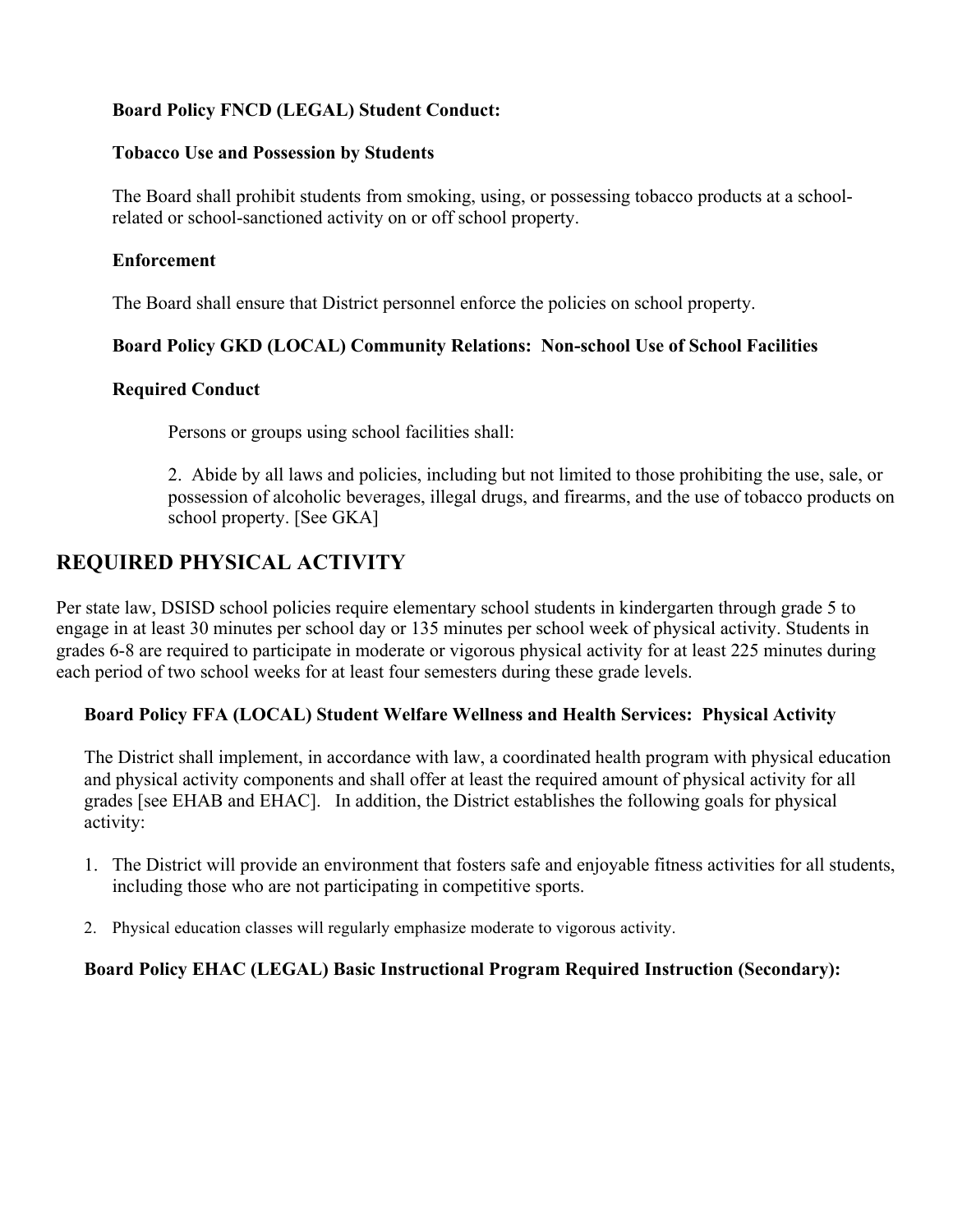**Board Policy FNCD (LEGAL) Student Conduct:**

**Tobacco Use and Possession by Students**

The Board shall prohibit students from smoking, using, or possessing tobacco products at a school-related or school-sanctioned activity on or off school property.

**Enforcement**

The Board shall ensure that District personnel enforce the policies on school property.

**Board Policy GKD (LOCAL) Community Relations: Non-school Use of School Facilities**

**Required Conduct**

Persons or groups using school facilities shall:

2. Abide by all laws and policies, including but not limited to those prohibiting the use, sale, or possession of alcoholic beverages, illegal drugs, and firearms, and the use of tobacco products on school property. [See GKA]

## REQUIRED PHYSICAL ACTIVITY

Per state law, DSISD school policies require elementary school students in kindergarten through grade 5 to engage in at least 30 minutes per school day or 135 minutes per school week of physical activity. Students in grades 6-8 are required to participate in moderate or vigorous physical activity for at least 225 minutes during each period of two school weeks for at least four semesters during these grade levels.

**Board Policy FFA (LOCAL) Student Welfare Wellness and Health Services: Physical Activity**

The District shall implement, in accordance with law, a coordinated health program with physical education and physical activity components and shall offer at least the required amount of physical activity for all grades [see EHAB and EHAC]. In addition, the District establishes the following goals for physical activity:

1. The District will provide an environment that fosters safe and enjoyable fitness activities for all students, including those who are not participating in competitive sports.
2. Physical education classes will regularly emphasize moderate to vigorous activity.

**Board Policy EHAC (LEGAL) Basic Instructional Program Required Instruction (Secondary):**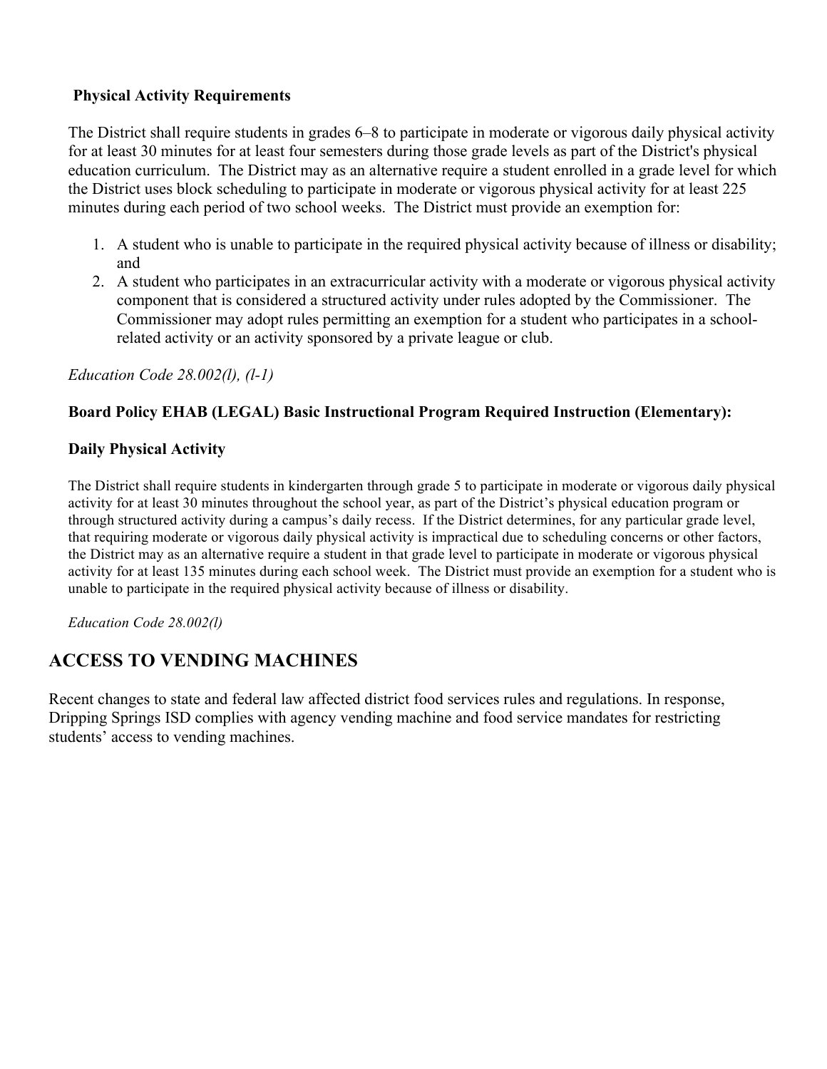**Physical Activity Requirements**

The District shall require students in grades 6–8 to participate in moderate or vigorous daily physical activity for at least 30 minutes for at least four semesters during those grade levels as part of the District's physical education curriculum. The District may as an alternative require a student enrolled in a grade level for which the District uses block scheduling to participate in moderate or vigorous physical activity for at least 225 minutes during each period of two school weeks. The District must provide an exemption for:

1. A student who is unable to participate in the required physical activity because of illness or disability; and
2. A student who participates in an extracurricular activity with a moderate or vigorous physical activity component that is considered a structured activity under rules adopted by the Commissioner. The Commissioner may adopt rules permitting an exemption for a student who participates in a school-related activity or an activity sponsored by a private league or club.

*Education Code 28.002(l), (l-1)*

**Board Policy EHAB (LEGAL) Basic Instructional Program Required Instruction (Elementary):**

**Daily Physical Activity**

The District shall require students in kindergarten through grade 5 to participate in moderate or vigorous daily physical activity for at least 30 minutes throughout the school year, as part of the District's physical education program or through structured activity during a campus's daily recess. If the District determines, for any particular grade level, that requiring moderate or vigorous daily physical activity is impractical due to scheduling concerns or other factors, the District may as an alternative require a student in that grade level to participate in moderate or vigorous physical activity for at least 135 minutes during each school week. The District must provide an exemption for a student who is unable to participate in the required physical activity because of illness or disability.

*Education Code 28.002(l)*

## ACCESS TO VENDING MACHINES

Recent changes to state and federal law affected district food services rules and regulations. In response, Dripping Springs ISD complies with agency vending machine and food service mandates for restricting students' access to vending machines.